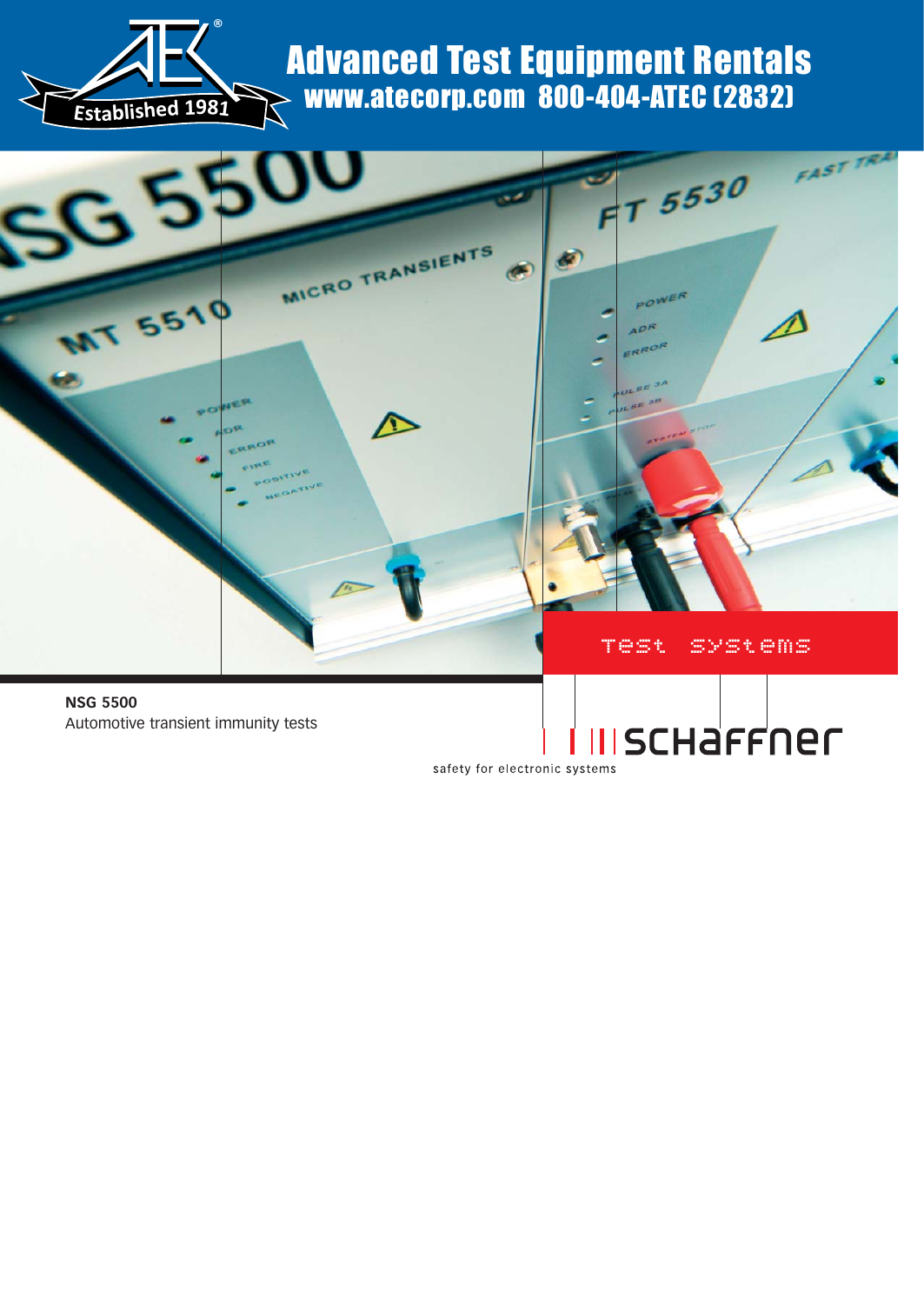# Advanced Test Equipment Rentals

www.atecorp.com 800-404-ATEC (2832)

Established 1981

test systems

**NSG 5500**

Automotive transient immunity tests

schaffner

safety for electronic systems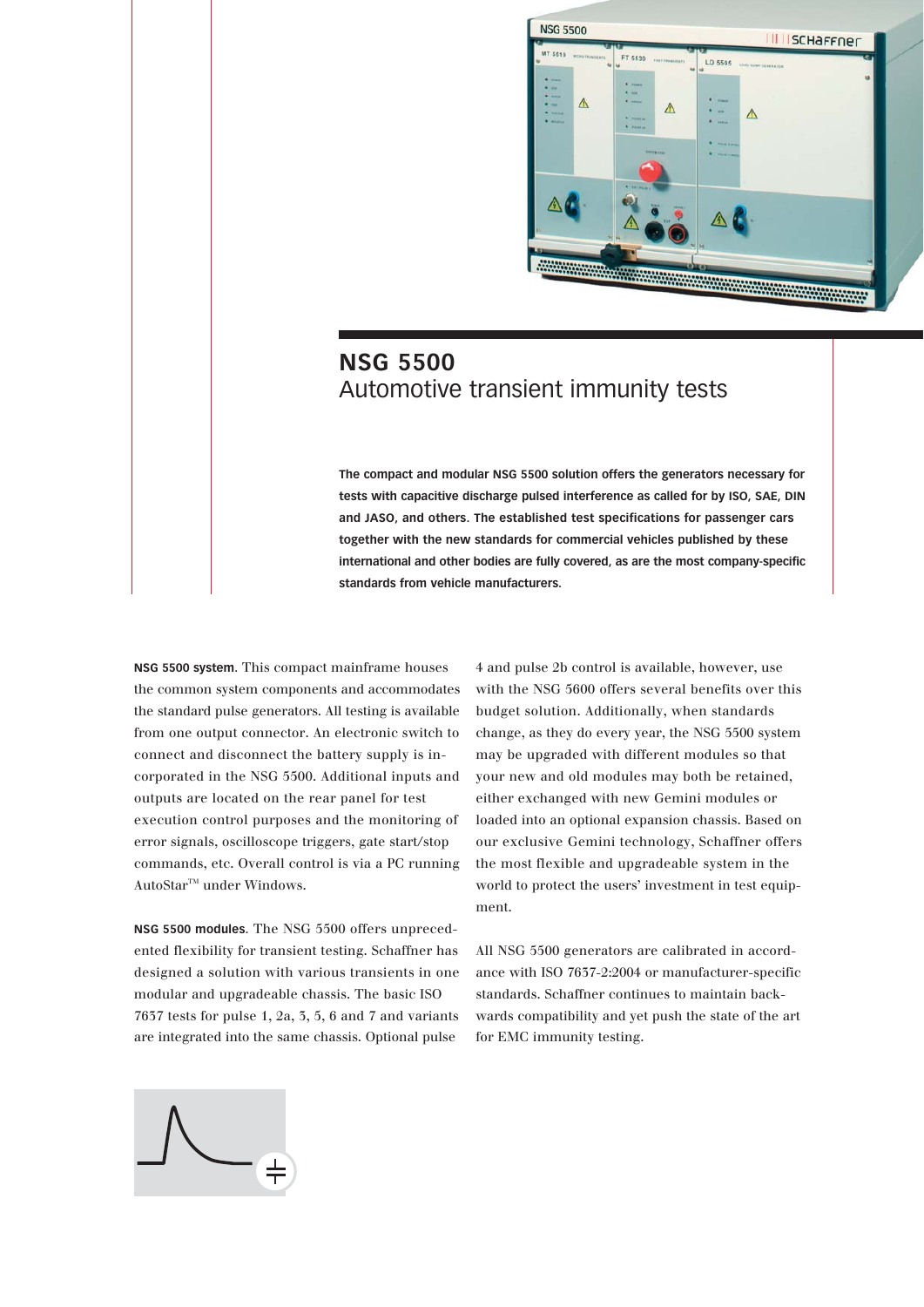# NSG 5500
## Automotive transient immunity tests

**The compact and modular NSG 5500 solution offers the generators necessary for tests with capacitive discharge pulsed interference as called for by ISO, SAE, DIN and JASO, and others. The established test specifications for passenger cars together with the new standards for commercial vehicles published by these international and other bodies are fully covered, as are the most company-specific standards from vehicle manufacturers.**

**NSG 5500 system**. This compact mainframe houses the common system components and accommodates the standard pulse generators. All testing is available from one output connector. An electronic switch to connect and disconnect the battery supply is incorporated in the NSG 5500. Additional inputs and outputs are located on the rear panel for test execution control purposes and the monitoring of error signals, oscilloscope triggers, gate start/stop commands, etc. Overall control is via a PC running AutoStar™ under Windows.

**NSG 5500 modules**. The NSG 5500 offers unprecedented flexibility for transient testing. Schaffner has designed a solution with various transients in one modular and upgradeable chassis. The basic ISO 7637 tests for pulse 1, 2a, 3, 5, 6 and 7 and variants are integrated into the same chassis. Optional pulse 4 and pulse 2b control is available, however, use with the NSG 5600 offers several benefits over this budget solution. Additionally, when standards change, as they do every year, the NSG 5500 system may be upgraded with different modules so that your new and old modules may both be retained, either exchanged with new Gemini modules or loaded into an optional expansion chassis. Based on our exclusive Gemini technology, Schaffner offers the most flexible and upgradeable system in the world to protect the users' investment in test equipment.

All NSG 5500 generators are calibrated in accordance with ISO 7637-2:2004 or manufacturer-specific standards. Schaffner continues to maintain backwards compatibility and yet push the state of the art for EMC immunity testing.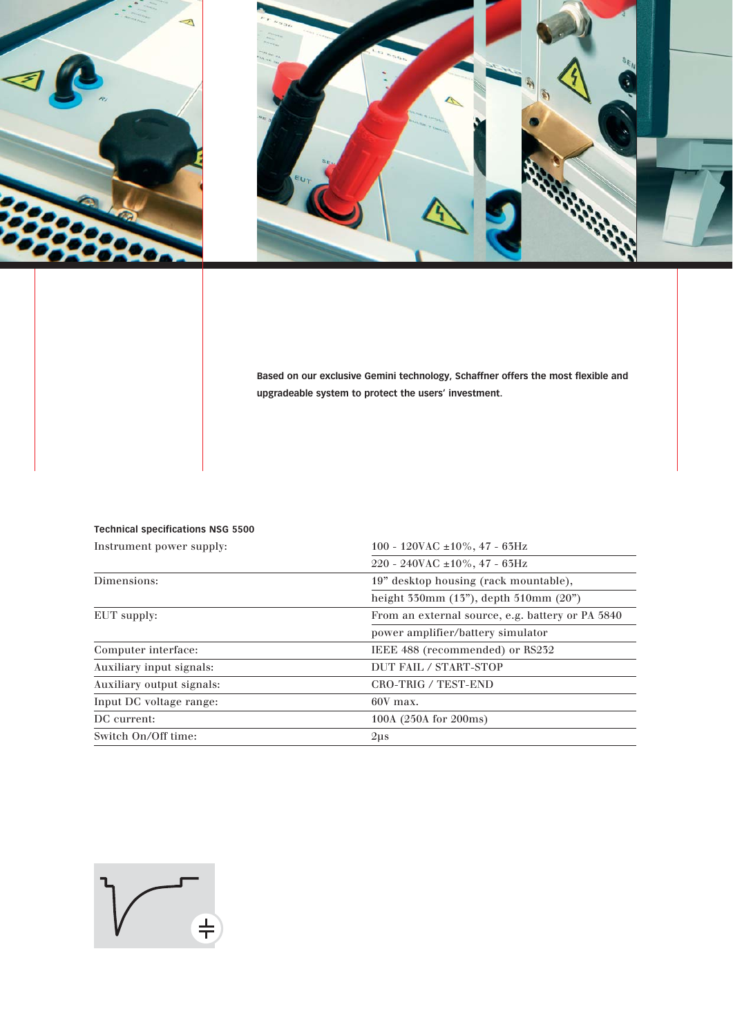**Based on our exclusive Gemini technology, Schaffner offers the most flexible and upgradeable system to protect the users' investment.**

**Technical specifications NSG 5500**

| | |
|---|---|
| Instrument power supply: | 100 - 120VAC ±10%, 47 - 63Hz |
| | 220 - 240VAC ±10%, 47 - 63Hz |
| Dimensions: | 19" desktop housing (rack mountable), |
| | height 330mm (13"), depth 510mm (20") |
| EUT supply: | From an external source, e.g. battery or PA 5840 |
| | power amplifier/battery simulator |
| Computer interface: | IEEE 488 (recommended) or RS232 |
| Auxiliary input signals: | DUT FAIL / START-STOP |
| Auxiliary output signals: | CRO-TRIG / TEST-END |
| Input DC voltage range: | 60V max. |
| DC current: | 100A (250A for 200ms) |
| Switch On/Off time: | 2μs |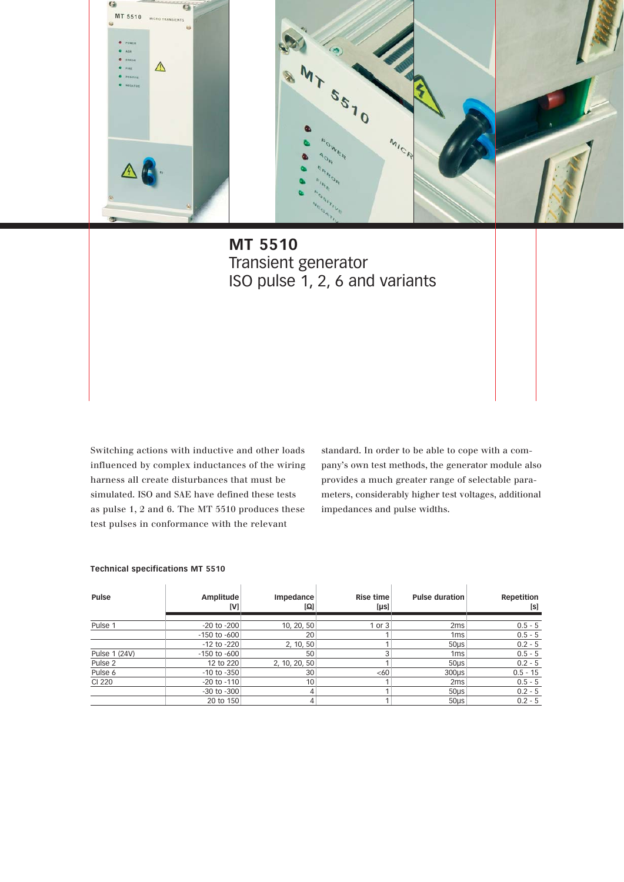# MT 5510

## Transient generator
## ISO pulse 1, 2, 6 and variants

Switching actions with inductive and other loads influenced by complex inductances of the wiring harness all create disturbances that must be simulated. ISO and SAE have defined these tests as pulse 1, 2 and 6. The MT 5510 produces these test pulses in conformance with the relevant standard. In order to be able to cope with a company's own test methods, the generator module also provides a much greater range of selectable parameters, considerably higher test voltages, additional impedances and pulse widths.

**Technical specifications MT 5510**

| Pulse | Amplitude [V] | Impedance [Ω] | Rise time [µs] | Pulse duration | Repetition [s] |
|---|---|---|---|---|---|
| Pulse 1 | -20 to -200 | 10, 20, 50 | 1 or 3 | 2ms | 0.5 - 5 |
| | -150 to -600 | 20 | 1 | 1ms | 0.5 - 5 |
| | -12 to -220 | 2, 10, 50 | 1 | 50µs | 0.2 - 5 |
| Pulse 1 (24V) | -150 to -600 | 50 | 3 | 1ms | 0.5 - 5 |
| Pulse 2 | 12 to 220 | 2, 10, 20, 50 | 1 | 50µs | 0.2 - 5 |
| Pulse 6 | -10 to -350 | 30 | <60 | 300µs | 0.5 - 15 |
| CI 220 | -20 to -110 | 10 | 1 | 2ms | 0.5 - 5 |
| | -30 to -300 | 4 | 1 | 50µs | 0.2 - 5 |
| | 20 to 150 | 4 | 1 | 50µs | 0.2 - 5 |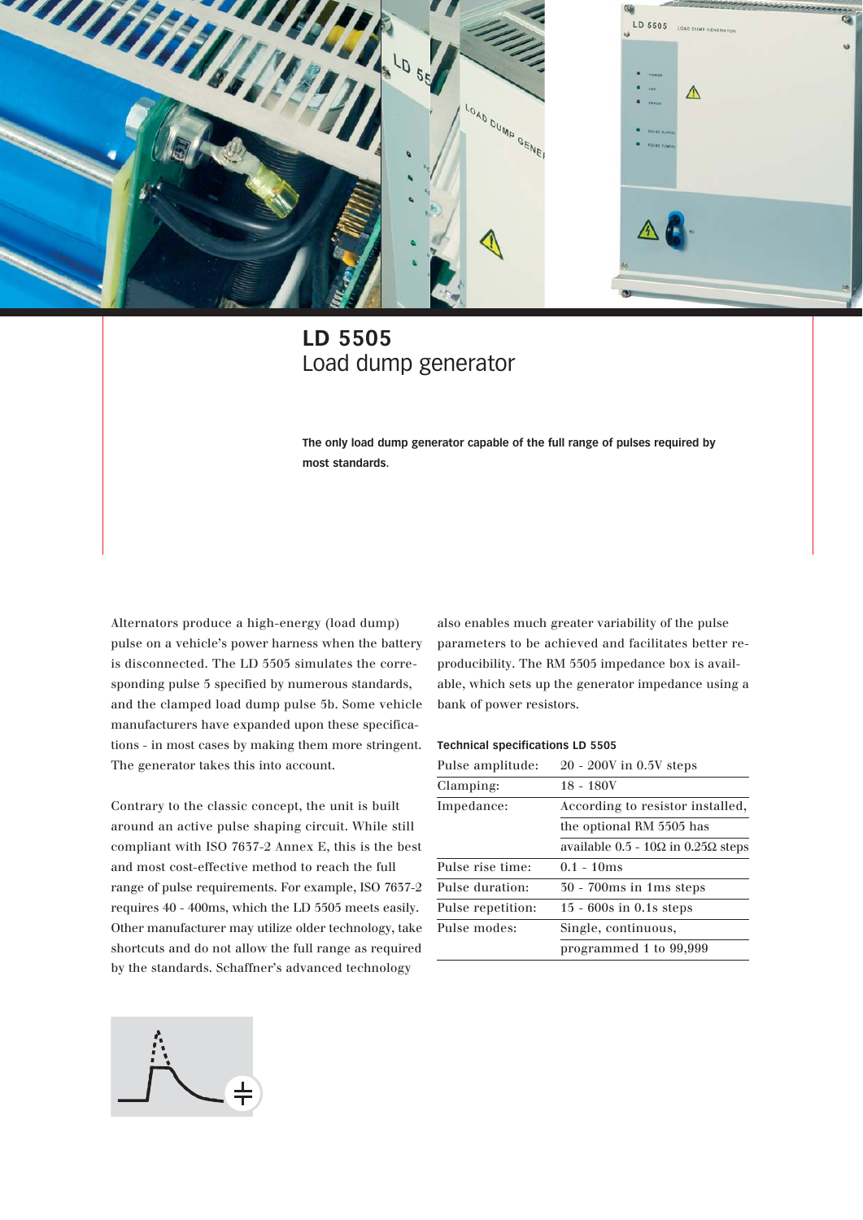# LD 5505
## Load dump generator

**The only load dump generator capable of the full range of pulses required by most standards.**

Alternators produce a high-energy (load dump) pulse on a vehicle's power harness when the battery is disconnected. The LD 5505 simulates the corresponding pulse 5 specified by numerous standards, and the clamped load dump pulse 5b. Some vehicle manufacturers have expanded upon these specifications - in most cases by making them more stringent. The generator takes this into account.

Contrary to the classic concept, the unit is built around an active pulse shaping circuit. While still compliant with ISO 7637-2 Annex E, this is the best and most cost-effective method to reach the full range of pulse requirements. For example, ISO 7637-2 requires 40 - 400ms, which the LD 5505 meets easily. Other manufacturer may utilize older technology, take shortcuts and do not allow the full range as required by the standards. Schaffner's advanced technology also enables much greater variability of the pulse parameters to be achieved and facilitates better reproducibility. The RM 5505 impedance box is available, which sets up the generator impedance using a bank of power resistors.

**Technical specifications LD 5505**

| | |
|---|---|
| Pulse amplitude: | 20 - 200V in 0.5V steps |
| Clamping: | 18 - 180V |
| Impedance: | According to resistor installed, |
| | the optional RM 5505 has |
| | available 0.5 - 10Ω in 0.25Ω steps |
| Pulse rise time: | 0.1 - 10ms |
| Pulse duration: | 30 - 700ms in 1ms steps |
| Pulse repetition: | 15 - 600s in 0.1s steps |
| Pulse modes: | Single, continuous, |
| | programmed 1 to 99,999 |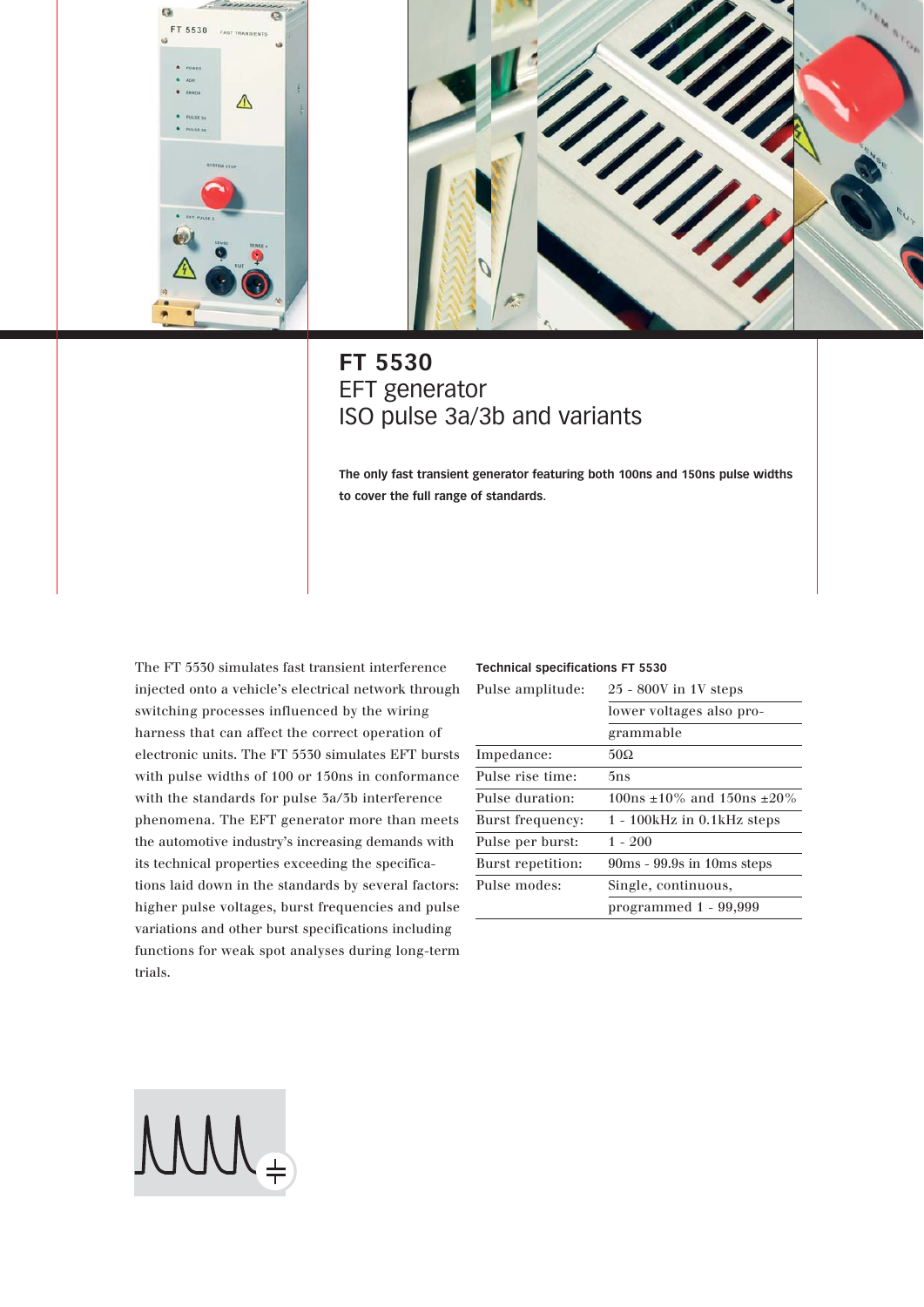# FT 5530

## EFT generator
## ISO pulse 3a/3b and variants

**The only fast transient generator featuring both 100ns and 150ns pulse widths to cover the full range of standards.**

The FT 5530 simulates fast transient interference injected onto a vehicle's electrical network through switching processes influenced by the wiring harness that can affect the correct operation of electronic units. The FT 5530 simulates EFT bursts with pulse widths of 100 or 150ns in conformance with the standards for pulse 3a/3b interference phenomena. The EFT generator more than meets the automotive industry's increasing demands with its technical properties exceeding the specifications laid down in the standards by several factors: higher pulse voltages, burst frequencies and pulse variations and other burst specifications including functions for weak spot analyses during long-term trials.

**Technical specifications FT 5530**

| | |
|---|---|
| Pulse amplitude: | 25 - 800V in 1V steps |
| | lower voltages also programmable |
| Impedance: | 50Ω |
| Pulse rise time: | 5ns |
| Pulse duration: | 100ns ±10% and 150ns ±20% |
| Burst frequency: | 1 - 100kHz in 0.1kHz steps |
| Pulse per burst: | 1 - 200 |
| Burst repetition: | 90ms - 99.9s in 10ms steps |
| Pulse modes: | Single, continuous, |
| | programmed 1 - 99,999 |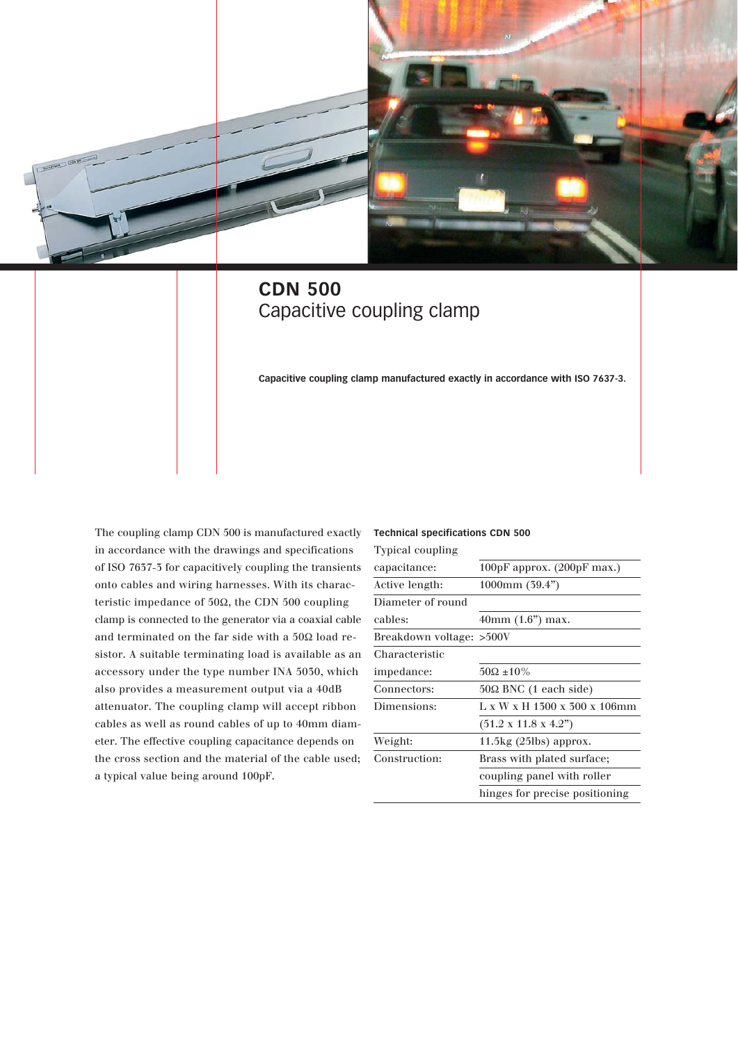# CDN 500
## Capacitive coupling clamp

**Capacitive coupling clamp manufactured exactly in accordance with ISO 7637-3.**

The coupling clamp CDN 500 is manufactured exactly in accordance with the drawings and specifications of ISO 7637-3 for capacitively coupling the transients onto cables and wiring harnesses. With its characteristic impedance of 50Ω, the CDN 500 coupling clamp is connected to the generator via a coaxial cable and terminated on the far side with a 50Ω load resistor. A suitable terminating load is available as an accessory under the type number INA 5030, which also provides a measurement output via a 40dB attenuator. The coupling clamp will accept ribbon cables as well as round cables of up to 40mm diameter. The effective coupling capacitance depends on the cross section and the material of the cable used; a typical value being around 100pF.

**Technical specifications CDN 500**

| | |
|---|---|
| Typical coupling capacitance: | 100pF approx. (200pF max.) |
| Active length: | 1000mm (39.4") |
| Diameter of round cables: | 40mm (1.6") max. |
| Breakdown voltage: | >500V |
| Characteristic impedance: | 50Ω ±10% |
| Connectors: | 50Ω BNC (1 each side) |
| Dimensions: | L x W x H 1300 x 300 x 106mm (51.2 x 11.8 x 4.2") |
| Weight: | 11.5kg (25lbs) approx. |
| Construction: | Brass with plated surface; coupling panel with roller hinges for precise positioning |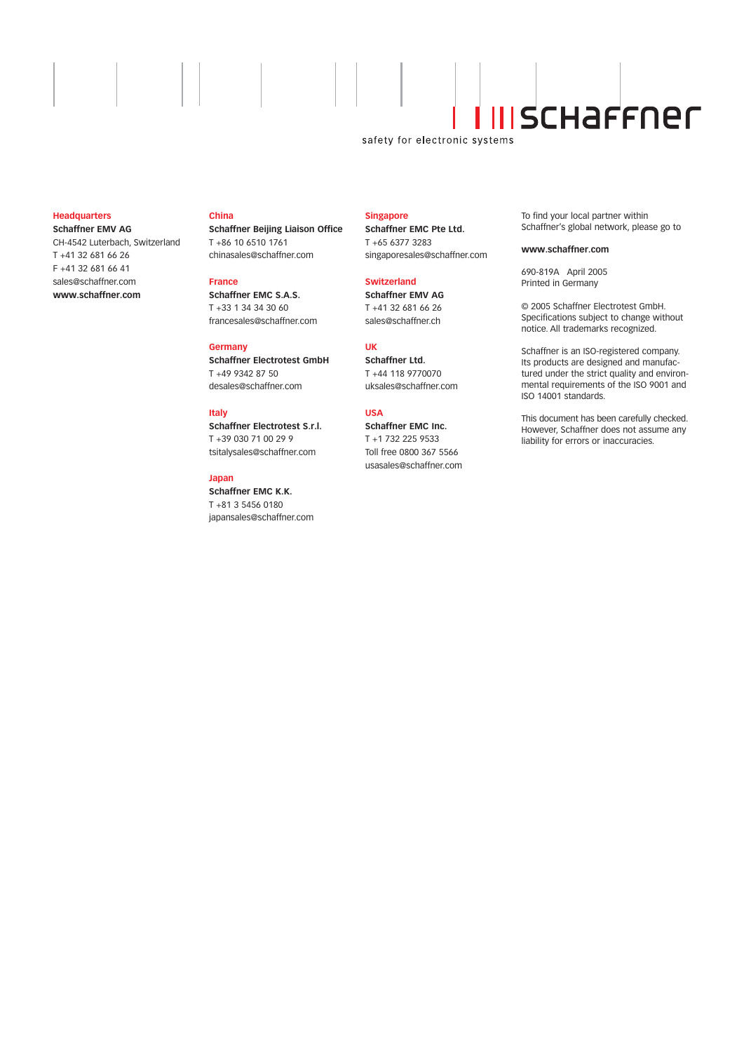schaffner

safety for electronic systems

**Headquarters**
**Schaffner EMV AG**
CH-4542 Luterbach, Switzerland
T +41 32 681 66 26
F +41 32 681 66 41
sales@schaffner.com
**www.schaffner.com**

**China**
**Schaffner Beijing Liaison Office**
T +86 10 6510 1761
chinasales@schaffner.com

**France**
**Schaffner EMC S.A.S.**
T +33 1 34 34 30 60
francesales@schaffner.com

**Germany**
**Schaffner Electrotest GmbH**
T +49 9342 87 50
desales@schaffner.com

**Italy**
**Schaffner Electrotest S.r.l.**
T +39 030 71 00 29 9
tsitalysales@schaffner.com

**Japan**
**Schaffner EMC K.K.**
T +81 3 5456 0180
japansales@schaffner.com

**Singapore**
**Schaffner EMC Pte Ltd.**
T +65 6377 3283
singaporesales@schaffner.com

**Switzerland**
**Schaffner EMV AG**
T +41 32 681 66 26
sales@schaffner.ch

**UK**
**Schaffner Ltd.**
T +44 118 9770070
uksales@schaffner.com

**USA**
**Schaffner EMC Inc.**
T +1 732 225 9533
Toll free 0800 367 5566
usasales@schaffner.com

To find your local partner within Schaffner's global network, please go to

**www.schaffner.com**

690-819A April 2005
Printed in Germany

© 2005 Schaffner Electrotest GmbH. Specifications subject to change without notice. All trademarks recognized.

Schaffner is an ISO-registered company. Its products are designed and manufactured under the strict quality and environmental requirements of the ISO 9001 and ISO 14001 standards.

This document has been carefully checked. However, Schaffner does not assume any liability for errors or inaccuracies.